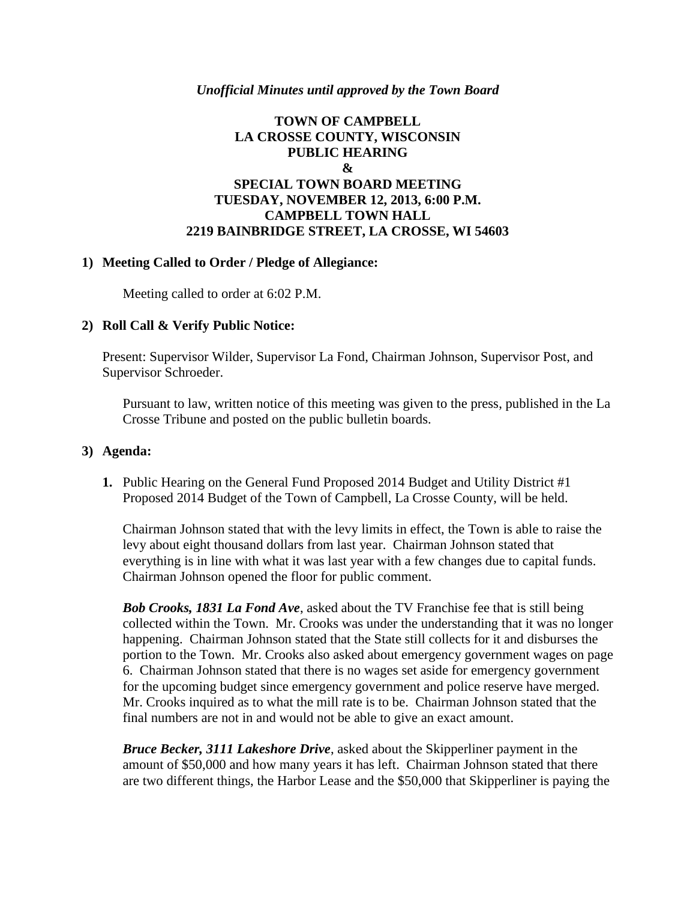*Unofficial Minutes until approved by the Town Board*

# TOWN OF CAMPBELL
# LA CROSSE COUNTY, WISCONSIN
# PUBLIC HEARING
# &
# SPECIAL TOWN BOARD MEETING
# TUESDAY, NOVEMBER 12, 2013, 6:00 P.M.
# CAMPBELL TOWN HALL
# 2219 BAINBRIDGE STREET, LA CROSSE, WI 54603

**1) Meeting Called to Order / Pledge of Allegiance:**

Meeting called to order at 6:02 P.M.

**2) Roll Call & Verify Public Notice:**

Present: Supervisor Wilder, Supervisor La Fond, Chairman Johnson, Supervisor Post, and Supervisor Schroeder.

Pursuant to law, written notice of this meeting was given to the press, published in the La Crosse Tribune and posted on the public bulletin boards.

**3) Agenda:**

**1.** Public Hearing on the General Fund Proposed 2014 Budget and Utility District #1 Proposed 2014 Budget of the Town of Campbell, La Crosse County, will be held.

Chairman Johnson stated that with the levy limits in effect, the Town is able to raise the levy about eight thousand dollars from last year. Chairman Johnson stated that everything is in line with what it was last year with a few changes due to capital funds. Chairman Johnson opened the floor for public comment.

***Bob Crooks, 1831 La Fond Ave***, asked about the TV Franchise fee that is still being collected within the Town. Mr. Crooks was under the understanding that it was no longer happening. Chairman Johnson stated that the State still collects for it and disburses the portion to the Town. Mr. Crooks also asked about emergency government wages on page 6. Chairman Johnson stated that there is no wages set aside for emergency government for the upcoming budget since emergency government and police reserve have merged. Mr. Crooks inquired as to what the mill rate is to be. Chairman Johnson stated that the final numbers are not in and would not be able to give an exact amount.

***Bruce Becker, 3111 Lakeshore Drive***, asked about the Skipperliner payment in the amount of $50,000 and how many years it has left. Chairman Johnson stated that there are two different things, the Harbor Lease and the $50,000 that Skipperliner is paying the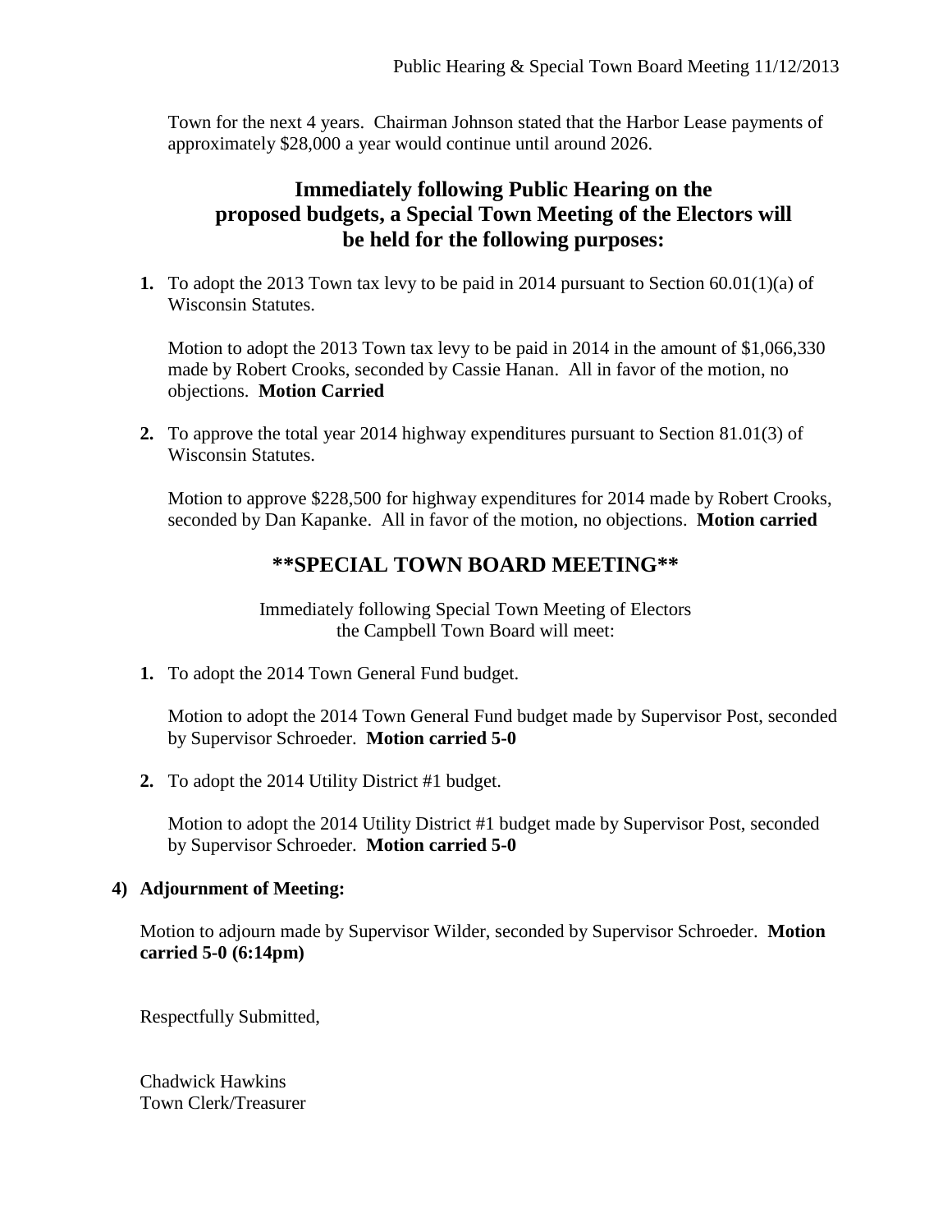Town for the next 4 years. Chairman Johnson stated that the Harbor Lease payments of approximately $28,000 a year would continue until around 2026.

## Immediately following Public Hearing on the proposed budgets, a Special Town Meeting of the Electors will be held for the following purposes:

1. To adopt the 2013 Town tax levy to be paid in 2014 pursuant to Section 60.01(1)(a) of Wisconsin Statutes.

   Motion to adopt the 2013 Town tax levy to be paid in 2014 in the amount of $1,066,330 made by Robert Crooks, seconded by Cassie Hanan. All in favor of the motion, no objections. **Motion Carried**

2. To approve the total year 2014 highway expenditures pursuant to Section 81.01(3) of Wisconsin Statutes.

   Motion to approve $228,500 for highway expenditures for 2014 made by Robert Crooks, seconded by Dan Kapanke. All in favor of the motion, no objections. **Motion carried**

## **SPECIAL TOWN BOARD MEETING**

Immediately following Special Town Meeting of Electors the Campbell Town Board will meet:

1. To adopt the 2014 Town General Fund budget.

   Motion to adopt the 2014 Town General Fund budget made by Supervisor Post, seconded by Supervisor Schroeder. **Motion carried 5-0**

2. To adopt the 2014 Utility District #1 budget.

   Motion to adopt the 2014 Utility District #1 budget made by Supervisor Post, seconded by Supervisor Schroeder. **Motion carried 5-0**

**4) Adjournment of Meeting:**

Motion to adjourn made by Supervisor Wilder, seconded by Supervisor Schroeder. **Motion carried 5-0 (6:14pm)**

Respectfully Submitted,

Chadwick Hawkins
Town Clerk/Treasurer